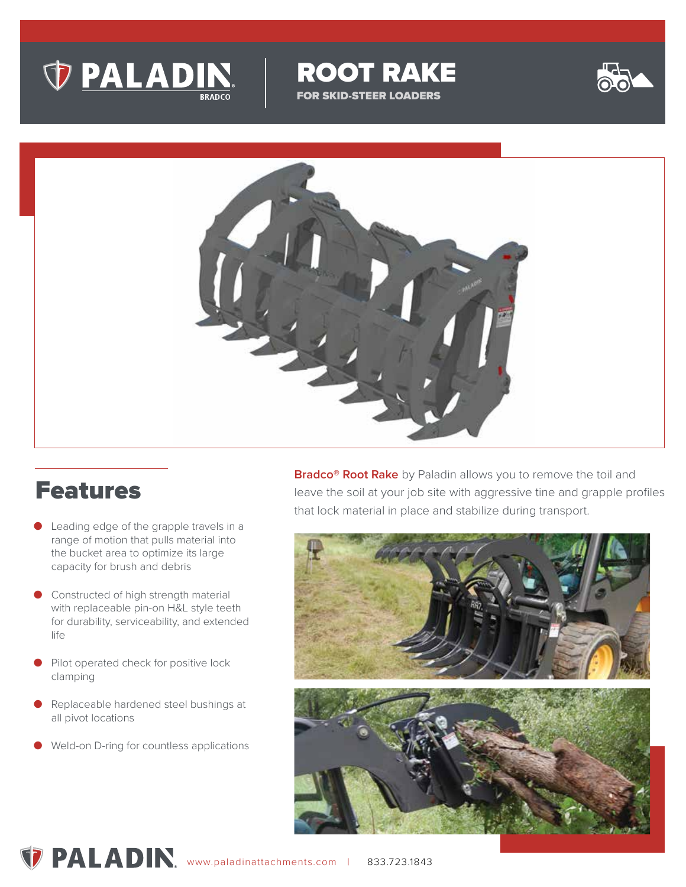# PALADIN BRADCO

# ROOT RAKE

## FOR SKID-STEER LOADERS

**Bradco® Root Rake** by Paladin allows you to remove the toil and leave the soil at your job site with aggressive tine and grapple profiles that lock material in place and stabilize during transport.

## Features

- Leading edge of the grapple travels in a range of motion that pulls material into the bucket area to optimize its large capacity for brush and debris
- Constructed of high strength material with replaceable pin-on H&L style teeth for durability, serviceability, and extended life
- Pilot operated check for positive lock clamping
- Replaceable hardened steel bushings at all pivot locations
- Weld-on D-ring for countless applications

PALADIN www.paladinattachments.com | 833.723.1843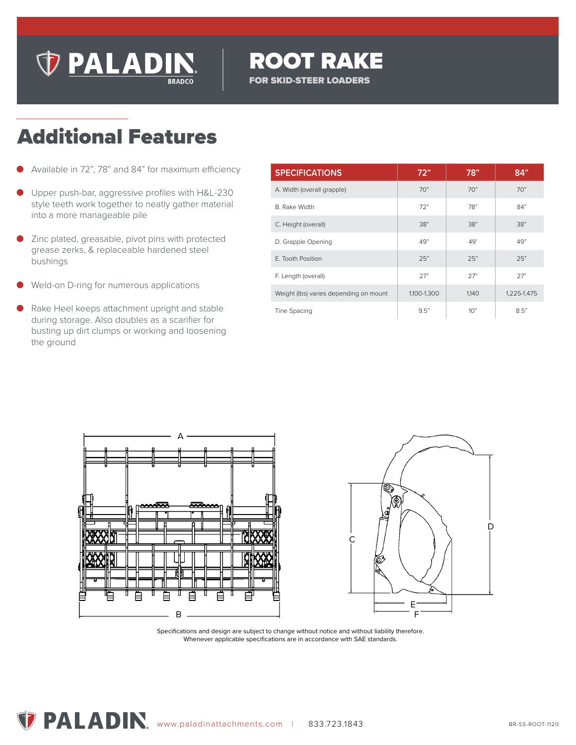# ROOT RAKE

FOR SKID-STEER LOADERS

## Additional Features

- Available in 72", 78" and 84" for maximum efficiency
- Upper push-bar, aggressive profiles with H&L-230 style teeth work together to neatly gather material into a more manageable pile
- Zinc plated, greasable, pivot pins with protected grease zerks, & replaceable hardened steel bushings
- Weld-on D-ring for numerous applications
- Rake Heel keeps attachment upright and stable during storage. Also doubles as a scarifier for busting up dirt clumps or working and loosening the ground

| SPECIFICATIONS | 72" | 78" | 84" |
|---|---|---|---|
| A. Width (overall grapple) | 70" | 70" | 70" |
| B. Rake Width | 72" | 78" | 84" |
| C. Height (overall) | 38" | 38" | 38" |
| D. Grapple Opening | 49" | 49' | 49" |
| E. Tooth Position | 25" | 25" | 25" |
| F. Length (overall) | 27" | 27" | 27" |
| Weight (lbs) varies depending on mount | 1,100-1,300 | 1,140 | 1,225-1,475 |
| Tine Spacing | 9.5" | 10" | 8.5" |

A

B

C

D

E

F

Specifications and design are subject to change without notice and without liability therefore.
Whenever applicable specifications are in accordance with SAE standards.

www.paladinattachments.com | 833.723.1843

BR-SS-ROOT-1120